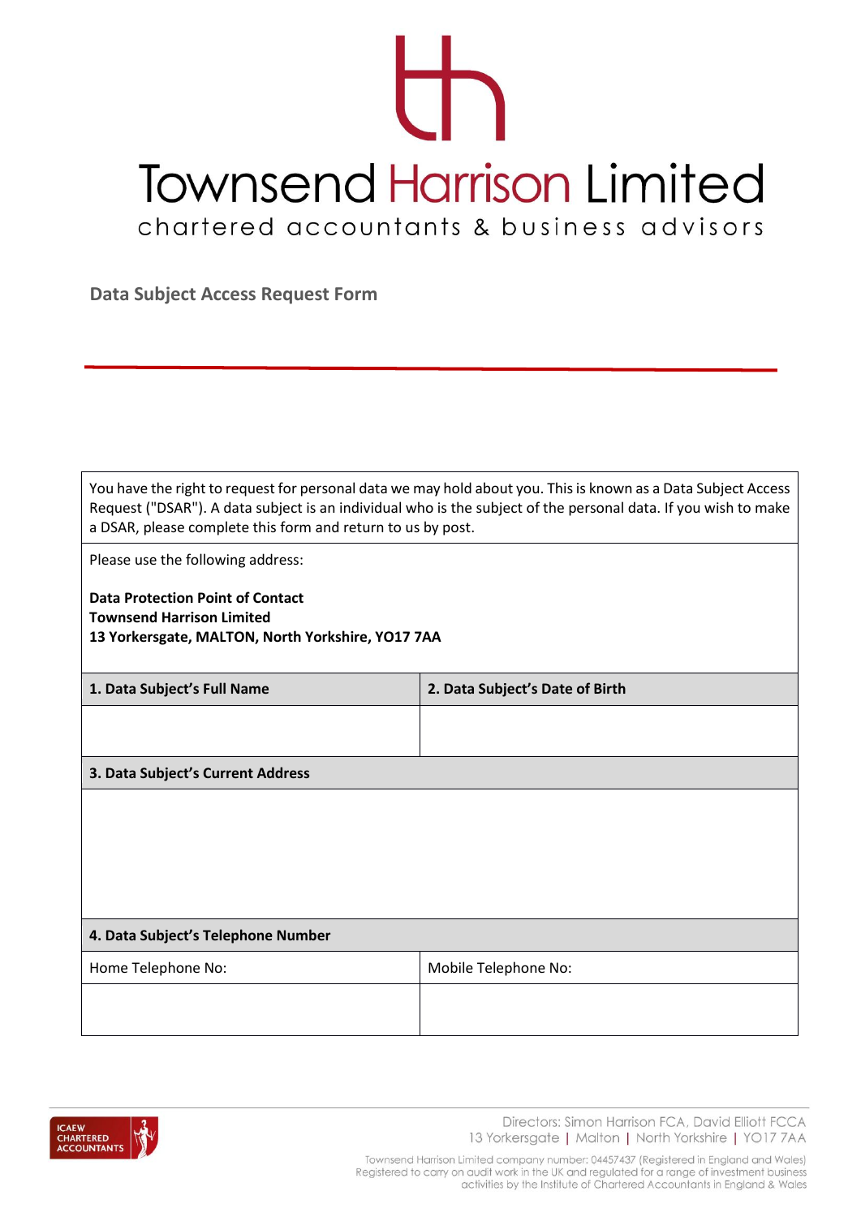# Townsend Harrison Limited

chartered accountants & business advisors

## Data Subject Access Request Form

You have the right to request for personal data we may hold about you. This is known as a Data Subject Access Request ("DSAR"). A data subject is an individual who is the subject of the personal data. If you wish to make a DSAR, please complete this form and return to us by post.

Please use the following address:

**Data Protection Point of Contact**
**Townsend Harrison Limited**
**13 Yorkersgate, MALTON, North Yorkshire, YO17 7AA**

| **1. Data Subject's Full Name** | **2. Data Subject's Date of Birth** |
|---|---|
| | |

| **3. Data Subject's Current Address** |
|---|
| |

| **4. Data Subject's Telephone Number** | |
|---|---|
| Home Telephone No: | Mobile Telephone No: |
| | |

Directors: Simon Harrison FCA, David Elliott FCCA
13 Yorkersgate | Malton | North Yorkshire | YO17 7AA

Townsend Harrison Limited company number: 04457437 (Registered in England and Wales)
Registered to carry on audit work in the UK and regulated for a range of investment business activities by the Institute of Chartered Accountants in England & Wales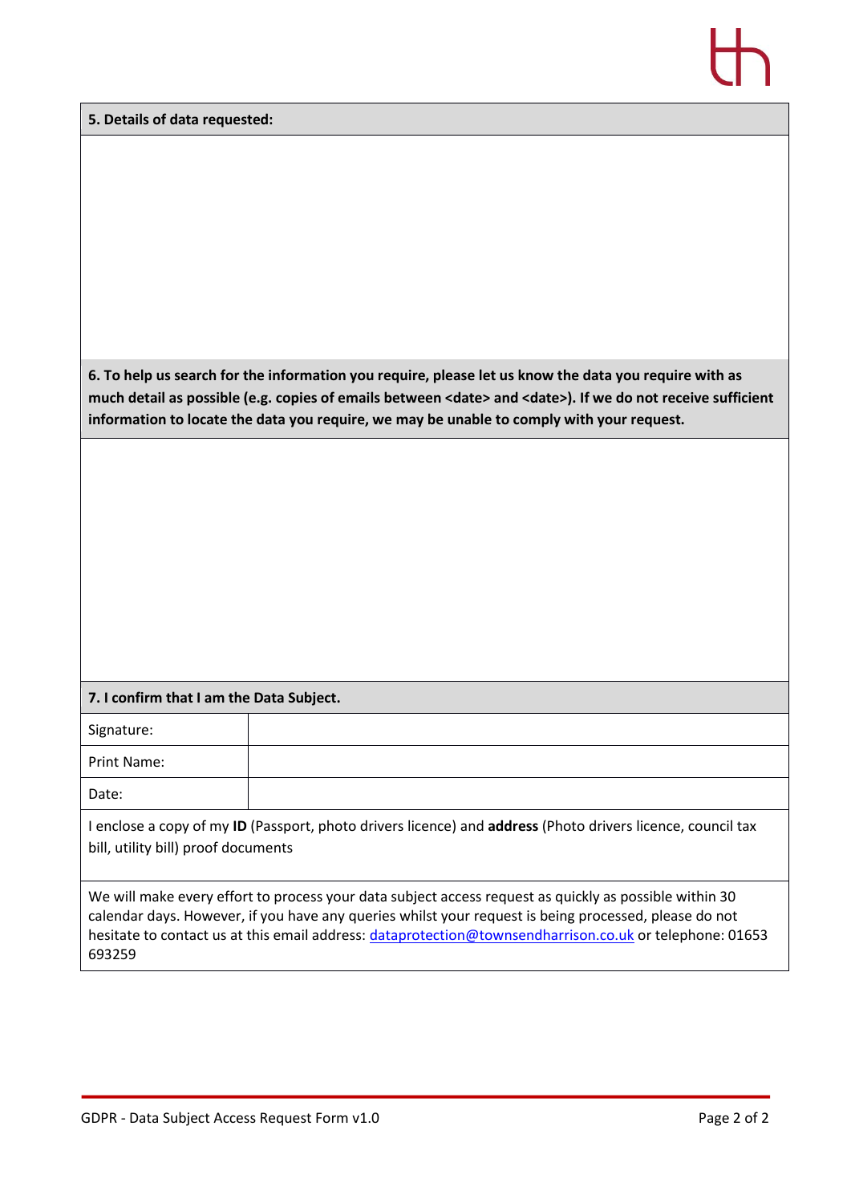**5. Details of data requested:**

**6. To help us search for the information you require, please let us know the data you require with as much detail as possible (e.g. copies of emails between <date> and <date>). If we do not receive sufficient information to locate the data you require, we may be unable to comply with your request.**

**7. I confirm that I am the Data Subject.**

| | |
|---|---|
| Signature: | |
| Print Name: | |
| Date: | |

I enclose a copy of my **ID** (Passport, photo drivers licence) and **address** (Photo drivers licence, council tax bill, utility bill) proof documents

We will make every effort to process your data subject access request as quickly as possible within 30 calendar days. However, if you have any queries whilst your request is being processed, please do not hesitate to contact us at this email address: dataprotection@townsendharrison.co.uk or telephone: 01653 693259